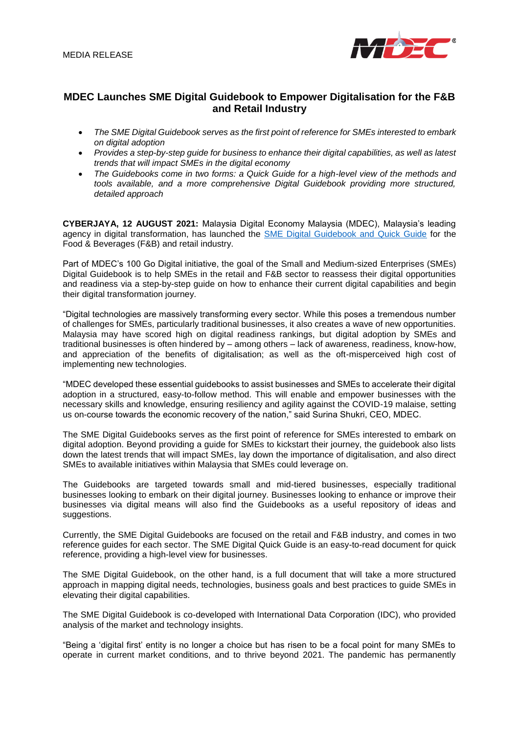MEDIA RELEASE

## MDEC Launches SME Digital Guidebook to Empower Digitalisation for the F&B and Retail Industry

- *The SME Digital Guidebook serves as the first point of reference for SMEs interested to embark on digital adoption*
- *Provides a step-by-step guide for business to enhance their digital capabilities, as well as latest trends that will impact SMEs in the digital economy*
- *The Guidebooks come in two forms: a Quick Guide for a high-level view of the methods and tools available, and a more comprehensive Digital Guidebook providing more structured, detailed approach*

**CYBERJAYA, 12 AUGUST 2021:** Malaysia Digital Economy Malaysia (MDEC), Malaysia's leading agency in digital transformation, has launched the SME Digital Guidebook and Quick Guide for the Food & Beverages (F&B) and retail industry.

Part of MDEC's 100 Go Digital initiative, the goal of the Small and Medium-sized Enterprises (SMEs) Digital Guidebook is to help SMEs in the retail and F&B sector to reassess their digital opportunities and readiness via a step-by-step guide on how to enhance their current digital capabilities and begin their digital transformation journey.

"Digital technologies are massively transforming every sector. While this poses a tremendous number of challenges for SMEs, particularly traditional businesses, it also creates a wave of new opportunities. Malaysia may have scored high on digital readiness rankings, but digital adoption by SMEs and traditional businesses is often hindered by – among others – lack of awareness, readiness, know-how, and appreciation of the benefits of digitalisation; as well as the oft-misperceived high cost of implementing new technologies.

"MDEC developed these essential guidebooks to assist businesses and SMEs to accelerate their digital adoption in a structured, easy-to-follow method. This will enable and empower businesses with the necessary skills and knowledge, ensuring resiliency and agility against the COVID-19 malaise, setting us on-course towards the economic recovery of the nation," said Surina Shukri, CEO, MDEC.

The SME Digital Guidebooks serves as the first point of reference for SMEs interested to embark on digital adoption. Beyond providing a guide for SMEs to kickstart their journey, the guidebook also lists down the latest trends that will impact SMEs, lay down the importance of digitalisation, and also direct SMEs to available initiatives within Malaysia that SMEs could leverage on.

The Guidebooks are targeted towards small and mid-tiered businesses, especially traditional businesses looking to embark on their digital journey. Businesses looking to enhance or improve their businesses via digital means will also find the Guidebooks as a useful repository of ideas and suggestions.

Currently, the SME Digital Guidebooks are focused on the retail and F&B industry, and comes in two reference guides for each sector. The SME Digital Quick Guide is an easy-to-read document for quick reference, providing a high-level view for businesses.

The SME Digital Guidebook, on the other hand, is a full document that will take a more structured approach in mapping digital needs, technologies, business goals and best practices to guide SMEs in elevating their digital capabilities.

The SME Digital Guidebook is co-developed with International Data Corporation (IDC), who provided analysis of the market and technology insights.

"Being a 'digital first' entity is no longer a choice but has risen to be a focal point for many SMEs to operate in current market conditions, and to thrive beyond 2021. The pandemic has permanently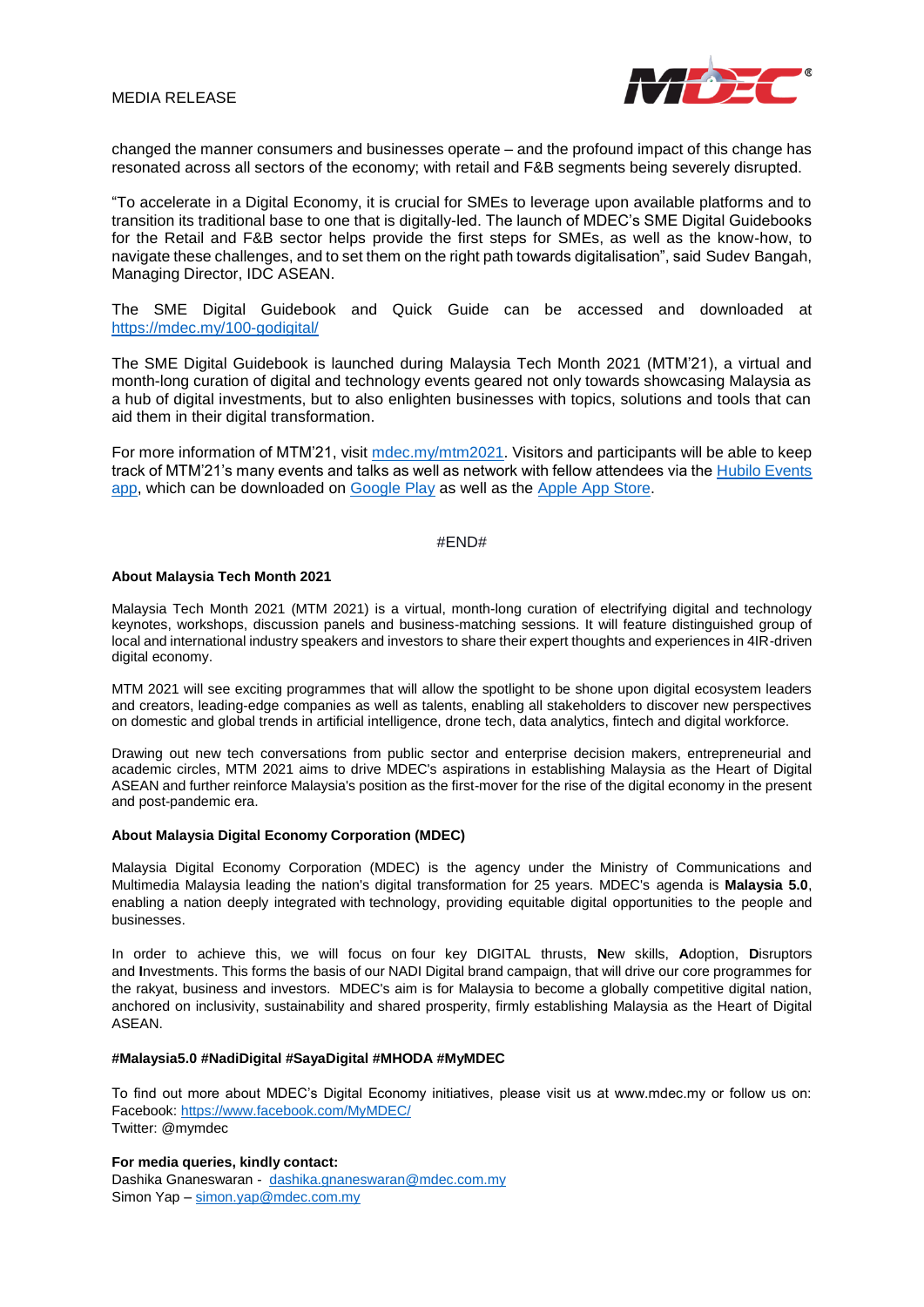changed the manner consumers and businesses operate – and the profound impact of this change has resonated across all sectors of the economy; with retail and F&B segments being severely disrupted.

"To accelerate in a Digital Economy, it is crucial for SMEs to leverage upon available platforms and to transition its traditional base to one that is digitally-led. The launch of MDEC's SME Digital Guidebooks for the Retail and F&B sector helps provide the first steps for SMEs, as well as the know-how, to navigate these challenges, and to set them on the right path towards digitalisation", said Sudev Bangah, Managing Director, IDC ASEAN.

The SME Digital Guidebook and Quick Guide can be accessed and downloaded at https://mdec.my/100-godigital/

The SME Digital Guidebook is launched during Malaysia Tech Month 2021 (MTM'21), a virtual and month-long curation of digital and technology events geared not only towards showcasing Malaysia as a hub of digital investments, but to also enlighten businesses with topics, solutions and tools that can aid them in their digital transformation.

For more information of MTM'21, visit mdec.my/mtm2021. Visitors and participants will be able to keep track of MTM'21's many events and talks as well as network with fellow attendees via the Hubilo Events app, which can be downloaded on Google Play as well as the Apple App Store.

#END#

**About Malaysia Tech Month 2021**

Malaysia Tech Month 2021 (MTM 2021) is a virtual, month-long curation of electrifying digital and technology keynotes, workshops, discussion panels and business-matching sessions. It will feature distinguished group of local and international industry speakers and investors to share their expert thoughts and experiences in 4IR-driven digital economy.

MTM 2021 will see exciting programmes that will allow the spotlight to be shone upon digital ecosystem leaders and creators, leading-edge companies as well as talents, enabling all stakeholders to discover new perspectives on domestic and global trends in artificial intelligence, drone tech, data analytics, fintech and digital workforce.

Drawing out new tech conversations from public sector and enterprise decision makers, entrepreneurial and academic circles, MTM 2021 aims to drive MDEC's aspirations in establishing Malaysia as the Heart of Digital ASEAN and further reinforce Malaysia's position as the first-mover for the rise of the digital economy in the present and post-pandemic era.

**About Malaysia Digital Economy Corporation (MDEC)**

Malaysia Digital Economy Corporation (MDEC) is the agency under the Ministry of Communications and Multimedia Malaysia leading the nation's digital transformation for 25 years. MDEC's agenda is **Malaysia 5.0**, enabling a nation deeply integrated with technology, providing equitable digital opportunities to the people and businesses.

In order to achieve this, we will focus on four key DIGITAL thrusts, **N**ew skills, **A**doption, **D**isruptors and **I**nvestments. This forms the basis of our NADI Digital brand campaign, that will drive our core programmes for the rakyat, business and investors. MDEC's aim is for Malaysia to become a globally competitive digital nation, anchored on inclusivity, sustainability and shared prosperity, firmly establishing Malaysia as the Heart of Digital ASEAN.

**#Malaysia5.0 #NadiDigital #SayaDigital #MHODA #MyMDEC**

To find out more about MDEC's Digital Economy initiatives, please visit us at www.mdec.my or follow us on:
Facebook: https://www.facebook.com/MyMDEC/
Twitter: @mymdec

**For media queries, kindly contact:**
Dashika Gnaneswaran - dashika.gnaneswaran@mdec.com.my
Simon Yap – simon.yap@mdec.com.my